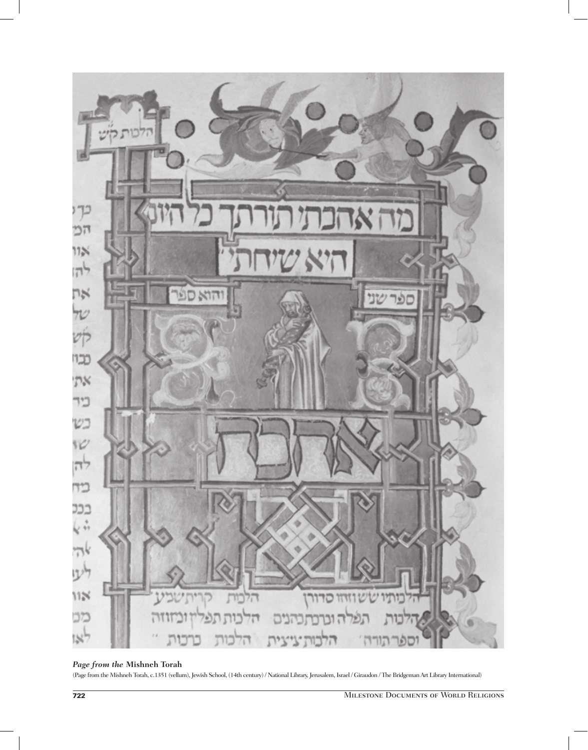***Page from the* Mishneh Torah**

(Page from the Mishneh Torah, c.1351 (vellum), Jewish School, (14th century) / National Library, Jerusalem, Israel / Giraudon / The Bridgeman Art Library International)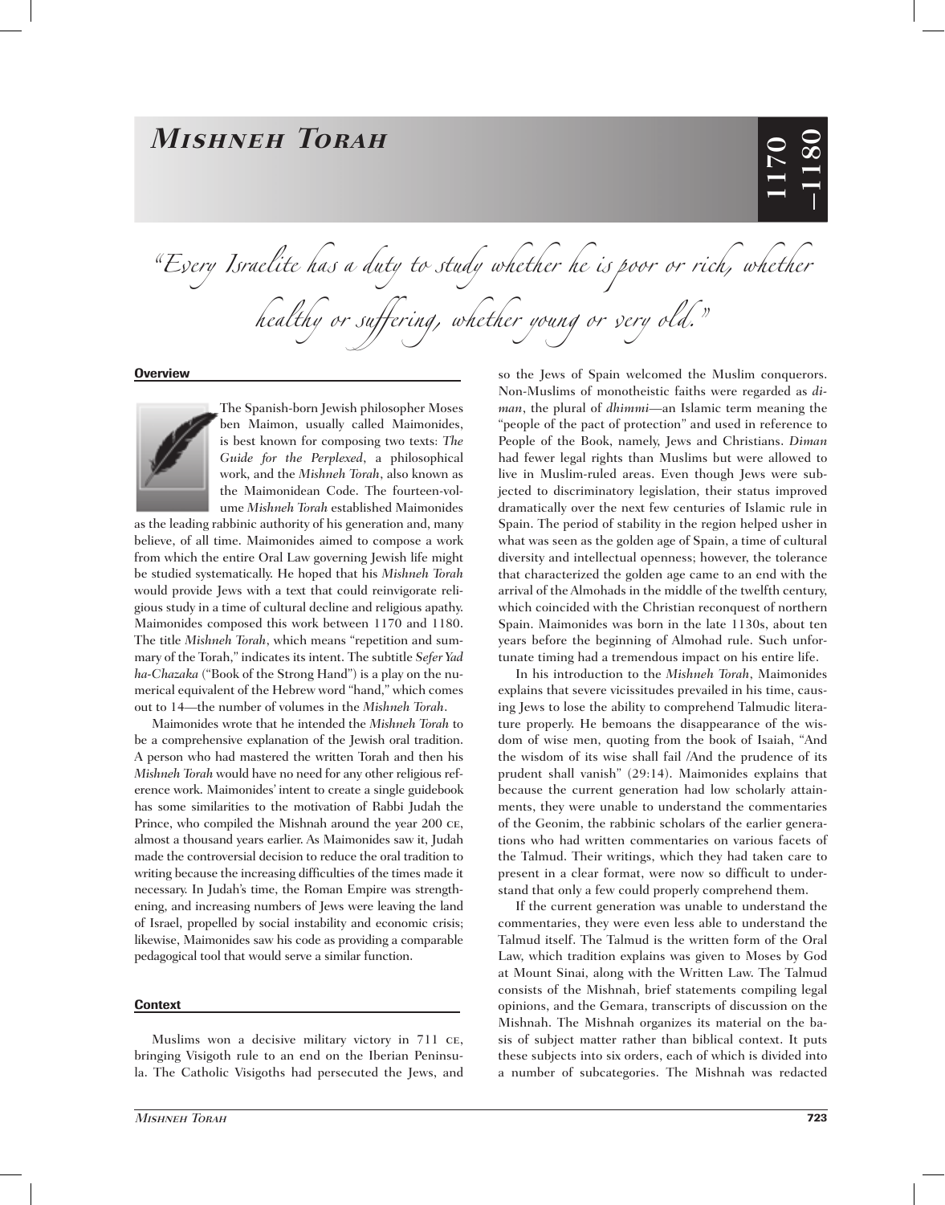# *Mishneh Torah*

**1170 –1180**

*"Every Israelite has a duty to study whether he is poor or rich, whether healthy or suffering, whether young or very old."*

## Overview

The Spanish-born Jewish philosopher Moses ben Maimon, usually called Maimonides, is best known for composing two texts: *The Guide for the Perplexed*, a philosophical work, and the *Mishneh Torah*, also known as the Maimonidean Code. The fourteen-volume *Mishneh Torah* established Maimonides as the leading rabbinic authority of his generation and, many believe, of all time. Maimonides aimed to compose a work from which the entire Oral Law governing Jewish life might be studied systematically. He hoped that his *Mishneh Torah* would provide Jews with a text that could reinvigorate religious study in a time of cultural decline and religious apathy. Maimonides composed this work between 1170 and 1180. The title *Mishneh Torah*, which means "repetition and summary of the Torah," indicates its intent. The subtitle *Sefer Yad ha-Chazaka* ("Book of the Strong Hand") is a play on the numerical equivalent of the Hebrew word "hand," which comes out to 14—the number of volumes in the *Mishneh Torah*.

Maimonides wrote that he intended the *Mishneh Torah* to be a comprehensive explanation of the Jewish oral tradition. A person who had mastered the written Torah and then his *Mishneh Torah* would have no need for any other religious reference work. Maimonides' intent to create a single guidebook has some similarities to the motivation of Rabbi Judah the Prince, who compiled the Mishnah around the year 200 CE, almost a thousand years earlier. As Maimonides saw it, Judah made the controversial decision to reduce the oral tradition to writing because the increasing difficulties of the times made it necessary. In Judah's time, the Roman Empire was strengthening, and increasing numbers of Jews were leaving the land of Israel, propelled by social instability and economic crisis; likewise, Maimonides saw his code as providing a comparable pedagogical tool that would serve a similar function.

## Context

Muslims won a decisive military victory in 711 CE, bringing Visigoth rule to an end on the Iberian Peninsula. The Catholic Visigoths had persecuted the Jews, and so the Jews of Spain welcomed the Muslim conquerors. Non-Muslims of monotheistic faiths were regarded as *diman*, the plural of *dhimmi*—an Islamic term meaning the "people of the pact of protection" and used in reference to People of the Book, namely, Jews and Christians. *Diman* had fewer legal rights than Muslims but were allowed to live in Muslim-ruled areas. Even though Jews were subjected to discriminatory legislation, their status improved dramatically over the next few centuries of Islamic rule in Spain. The period of stability in the region helped usher in what was seen as the golden age of Spain, a time of cultural diversity and intellectual openness; however, the tolerance that characterized the golden age came to an end with the arrival of the Almohads in the middle of the twelfth century, which coincided with the Christian reconquest of northern Spain. Maimonides was born in the late 1130s, about ten years before the beginning of Almohad rule. Such unfortunate timing had a tremendous impact on his entire life.

In his introduction to the *Mishneh Torah*, Maimonides explains that severe vicissitudes prevailed in his time, causing Jews to lose the ability to comprehend Talmudic literature properly. He bemoans the disappearance of the wisdom of wise men, quoting from the book of Isaiah, "And the wisdom of its wise shall fail /And the prudence of its prudent shall vanish" (29:14). Maimonides explains that because the current generation had low scholarly attainments, they were unable to understand the commentaries of the Geonim, the rabbinic scholars of the earlier generations who had written commentaries on various facets of the Talmud. Their writings, which they had taken care to present in a clear format, were now so difficult to understand that only a few could properly comprehend them.

If the current generation was unable to understand the commentaries, they were even less able to understand the Talmud itself. The Talmud is the written form of the Oral Law, which tradition explains was given to Moses by God at Mount Sinai, along with the Written Law. The Talmud consists of the Mishnah, brief statements compiling legal opinions, and the Gemara, transcripts of discussion on the Mishnah. The Mishnah organizes its material on the basis of subject matter rather than biblical context. It puts these subjects into six orders, each of which is divided into a number of subcategories. The Mishnah was redacted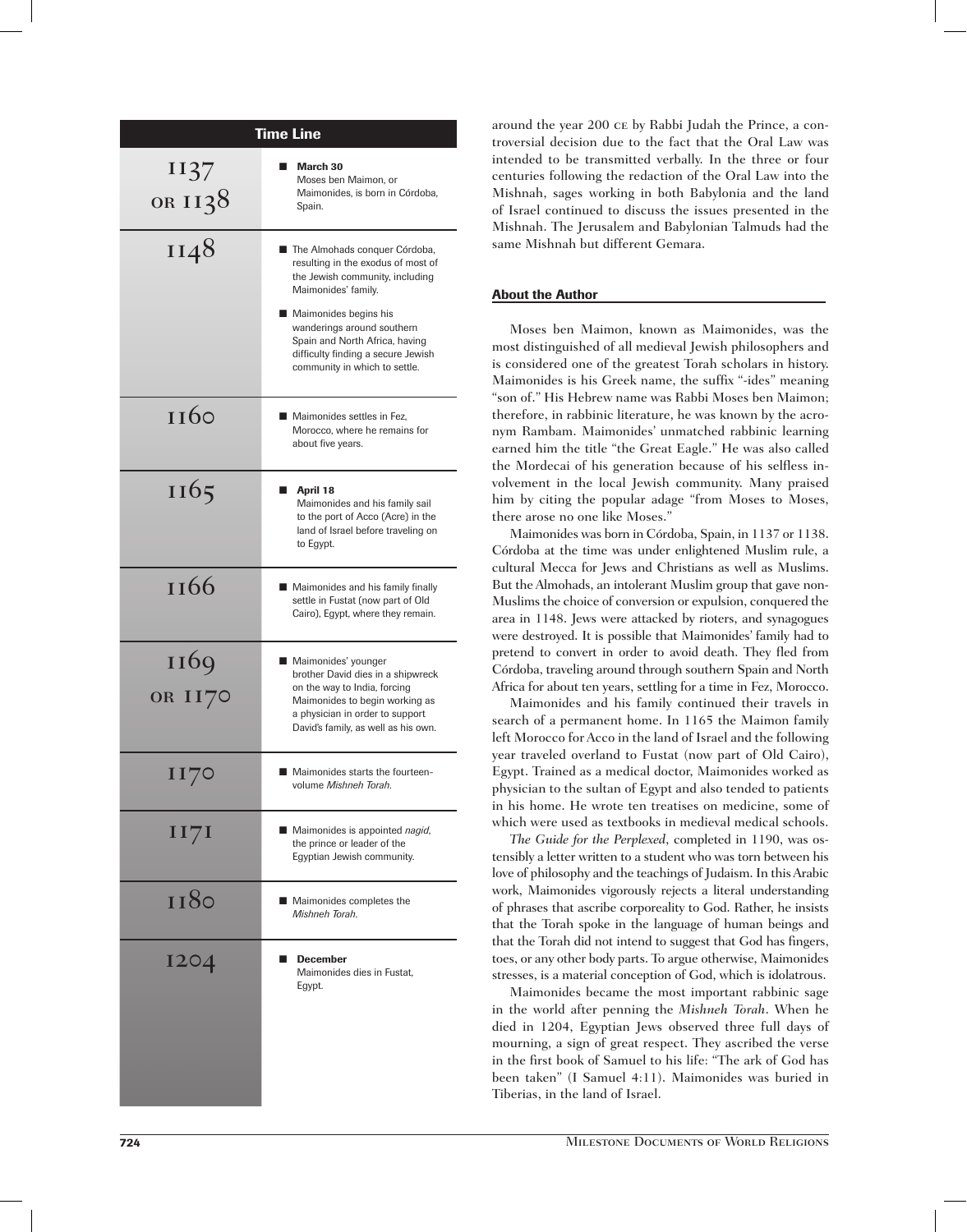## Time Line

| | |
|---|---|
| 1137 or 1138 | ■ **March 30** Moses ben Maimon, or Maimonides, is born in Córdoba, Spain. |
| 1148 | ■ The Almohads conquer Córdoba, resulting in the exodus of most of the Jewish community, including Maimonides' family. ■ Maimonides begins his wanderings around southern Spain and North Africa, having difficulty finding a secure Jewish community in which to settle. |
| 1160 | ■ Maimonides settles in Fez, Morocco, where he remains for about five years. |
| 1165 | ■ **April 18** Maimonides and his family sail to the port of Acco (Acre) in the land of Israel before traveling on to Egypt. |
| 1166 | ■ Maimonides and his family finally settle in Fustat (now part of Old Cairo), Egypt, where they remain. |
| 1169 or 1170 | ■ Maimonides' younger brother David dies in a shipwreck on the way to India, forcing Maimonides to begin working as a physician in order to support David's family, as well as his own. |
| 1170 | ■ Maimonides starts the fourteen-volume *Mishneh Torah.* |
| 1171 | ■ Maimonides is appointed *nagid*, the prince or leader of the Egyptian Jewish community. |
| 1180 | ■ Maimonides completes the *Mishneh Torah.* |
| 1204 | ■ **December** Maimonides dies in Fustat, Egypt. |

around the year 200 CE by Rabbi Judah the Prince, a controversial decision due to the fact that the Oral Law was intended to be transmitted verbally. In the three or four centuries following the redaction of the Oral Law into the Mishnah, sages working in both Babylonia and the land of Israel continued to discuss the issues presented in the Mishnah. The Jerusalem and Babylonian Talmuds had the same Mishnah but different Gemara.

## About the Author

Moses ben Maimon, known as Maimonides, was the most distinguished of all medieval Jewish philosophers and is considered one of the greatest Torah scholars in history. Maimonides is his Greek name, the suffix "-ides" meaning "son of." His Hebrew name was Rabbi Moses ben Maimon; therefore, in rabbinic literature, he was known by the acronym Rambam. Maimonides' unmatched rabbinic learning earned him the title "the Great Eagle." He was also called the Mordecai of his generation because of his selfless involvement in the local Jewish community. Many praised him by citing the popular adage "from Moses to Moses, there arose no one like Moses."

Maimonides was born in Córdoba, Spain, in 1137 or 1138. Córdoba at the time was under enlightened Muslim rule, a cultural Mecca for Jews and Christians as well as Muslims. But the Almohads, an intolerant Muslim group that gave non-Muslims the choice of conversion or expulsion, conquered the area in 1148. Jews were attacked by rioters, and synagogues were destroyed. It is possible that Maimonides' family had to pretend to convert in order to avoid death. They fled from Córdoba, traveling around through southern Spain and North Africa for about ten years, settling for a time in Fez, Morocco.

Maimonides and his family continued their travels in search of a permanent home. In 1165 the Maimon family left Morocco for Acco in the land of Israel and the following year traveled overland to Fustat (now part of Old Cairo), Egypt. Trained as a medical doctor, Maimonides worked as physician to the sultan of Egypt and also tended to patients in his home. He wrote ten treatises on medicine, some of which were used as textbooks in medieval medical schools.

*The Guide for the Perplexed*, completed in 1190, was ostensibly a letter written to a student who was torn between his love of philosophy and the teachings of Judaism. In this Arabic work, Maimonides vigorously rejects a literal understanding of phrases that ascribe corporeality to God. Rather, he insists that the Torah spoke in the language of human beings and that the Torah did not intend to suggest that God has fingers, toes, or any other body parts. To argue otherwise, Maimonides stresses, is a material conception of God, which is idolatrous.

Maimonides became the most important rabbinic sage in the world after penning the *Mishneh Torah*. When he died in 1204, Egyptian Jews observed three full days of mourning, a sign of great respect. They ascribed the verse in the first book of Samuel to his life: "The ark of God has been taken" (I Samuel 4:11). Maimonides was buried in Tiberias, in the land of Israel.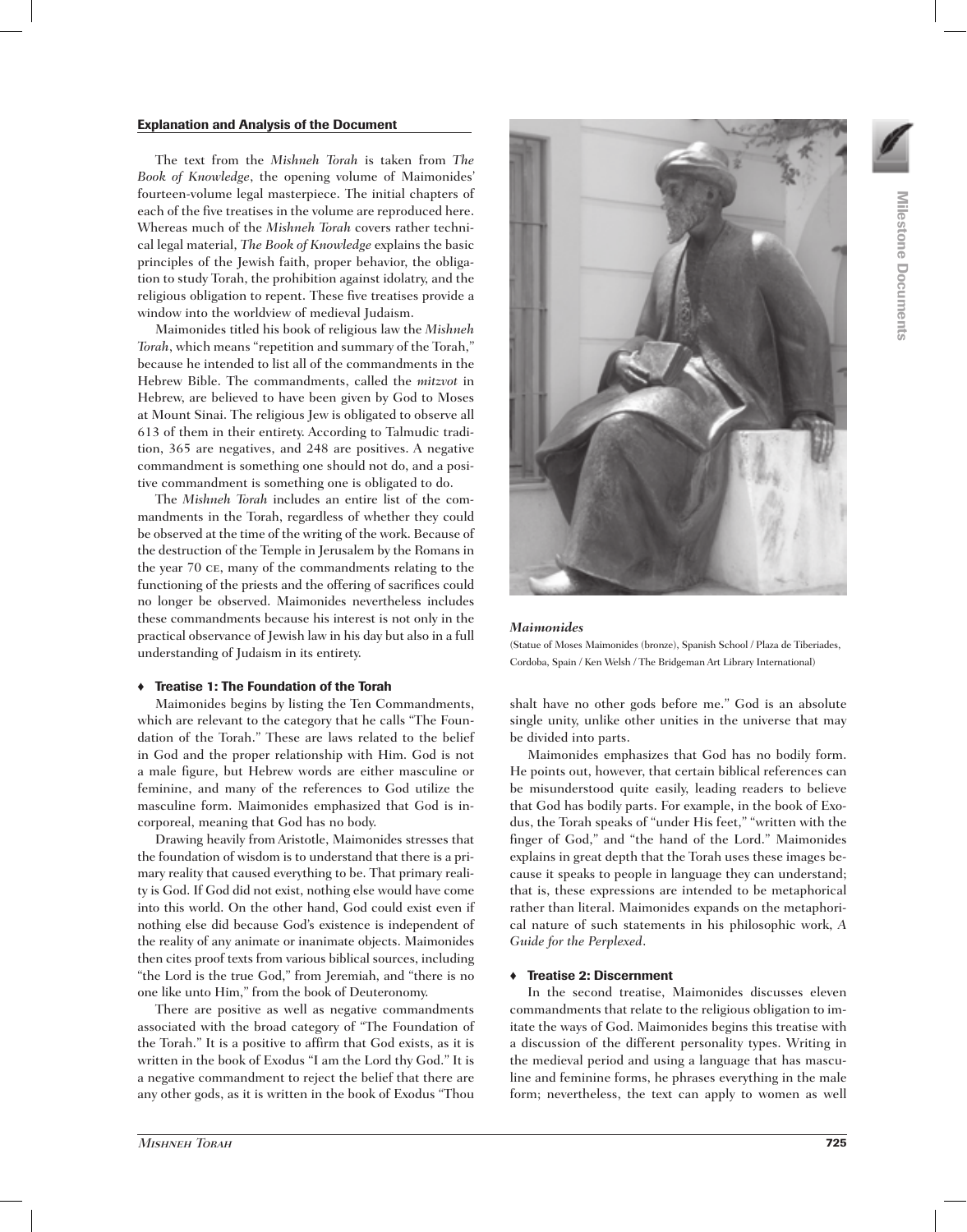## Explanation and Analysis of the Document

The text from the *Mishneh Torah* is taken from *The Book of Knowledge*, the opening volume of Maimonides' fourteen-volume legal masterpiece. The initial chapters of each of the five treatises in the volume are reproduced here. Whereas much of the *Mishneh Torah* covers rather technical legal material, *The Book of Knowledge* explains the basic principles of the Jewish faith, proper behavior, the obligation to study Torah, the prohibition against idolatry, and the religious obligation to repent. These five treatises provide a window into the worldview of medieval Judaism.

Maimonides titled his book of religious law the *Mishneh Torah*, which means "repetition and summary of the Torah," because he intended to list all of the commandments in the Hebrew Bible. The commandments, called the *mitzvot* in Hebrew, are believed to have been given by God to Moses at Mount Sinai. The religious Jew is obligated to observe all 613 of them in their entirety. According to Talmudic tradition, 365 are negatives, and 248 are positives. A negative commandment is something one should not do, and a positive commandment is something one is obligated to do.

The *Mishneh Torah* includes an entire list of the commandments in the Torah, regardless of whether they could be observed at the time of the writing of the work. Because of the destruction of the Temple in Jerusalem by the Romans in the year 70 CE, many of the commandments relating to the functioning of the priests and the offering of sacrifices could no longer be observed. Maimonides nevertheless includes these commandments because his interest is not only in the practical observance of Jewish law in his day but also in a full understanding of Judaism in its entirety.

### ♦ Treatise 1: The Foundation of the Torah

Maimonides begins by listing the Ten Commandments, which are relevant to the category that he calls "The Foundation of the Torah." These are laws related to the belief in God and the proper relationship with Him. God is not a male figure, but Hebrew words are either masculine or feminine, and many of the references to God utilize the masculine form. Maimonides emphasized that God is incorporeal, meaning that God has no body.

Drawing heavily from Aristotle, Maimonides stresses that the foundation of wisdom is to understand that there is a primary reality that caused everything to be. That primary reality is God. If God did not exist, nothing else would have come into this world. On the other hand, God could exist even if nothing else did because God's existence is independent of the reality of any animate or inanimate objects. Maimonides then cites proof texts from various biblical sources, including "the Lord is the true God," from Jeremiah, and "there is no one like unto Him," from the book of Deuteronomy.

There are positive as well as negative commandments associated with the broad category of "The Foundation of the Torah." It is a positive to affirm that God exists, as it is written in the book of Exodus "I am the Lord thy God." It is a negative commandment to reject the belief that there are any other gods, as it is written in the book of Exodus "Thou shalt have no other gods before me." God is an absolute single unity, unlike other unities in the universe that may be divided into parts.

***Maimonides***

(Statue of Moses Maimonides (bronze), Spanish School / Plaza de Tiberiades, Cordoba, Spain / Ken Welsh / The Bridgeman Art Library International)

Maimonides emphasizes that God has no bodily form. He points out, however, that certain biblical references can be misunderstood quite easily, leading readers to believe that God has bodily parts. For example, in the book of Exodus, the Torah speaks of "under His feet," "written with the finger of God," and "the hand of the Lord." Maimonides explains in great depth that the Torah uses these images because it speaks to people in language they can understand; that is, these expressions are intended to be metaphorical rather than literal. Maimonides expands on the metaphorical nature of such statements in his philosophic work, *A Guide for the Perplexed*.

### ♦ Treatise 2: Discernment

In the second treatise, Maimonides discusses eleven commandments that relate to the religious obligation to imitate the ways of God. Maimonides begins this treatise with a discussion of the different personality types. Writing in the medieval period and using a language that has masculine and feminine forms, he phrases everything in the male form; nevertheless, the text can apply to women as well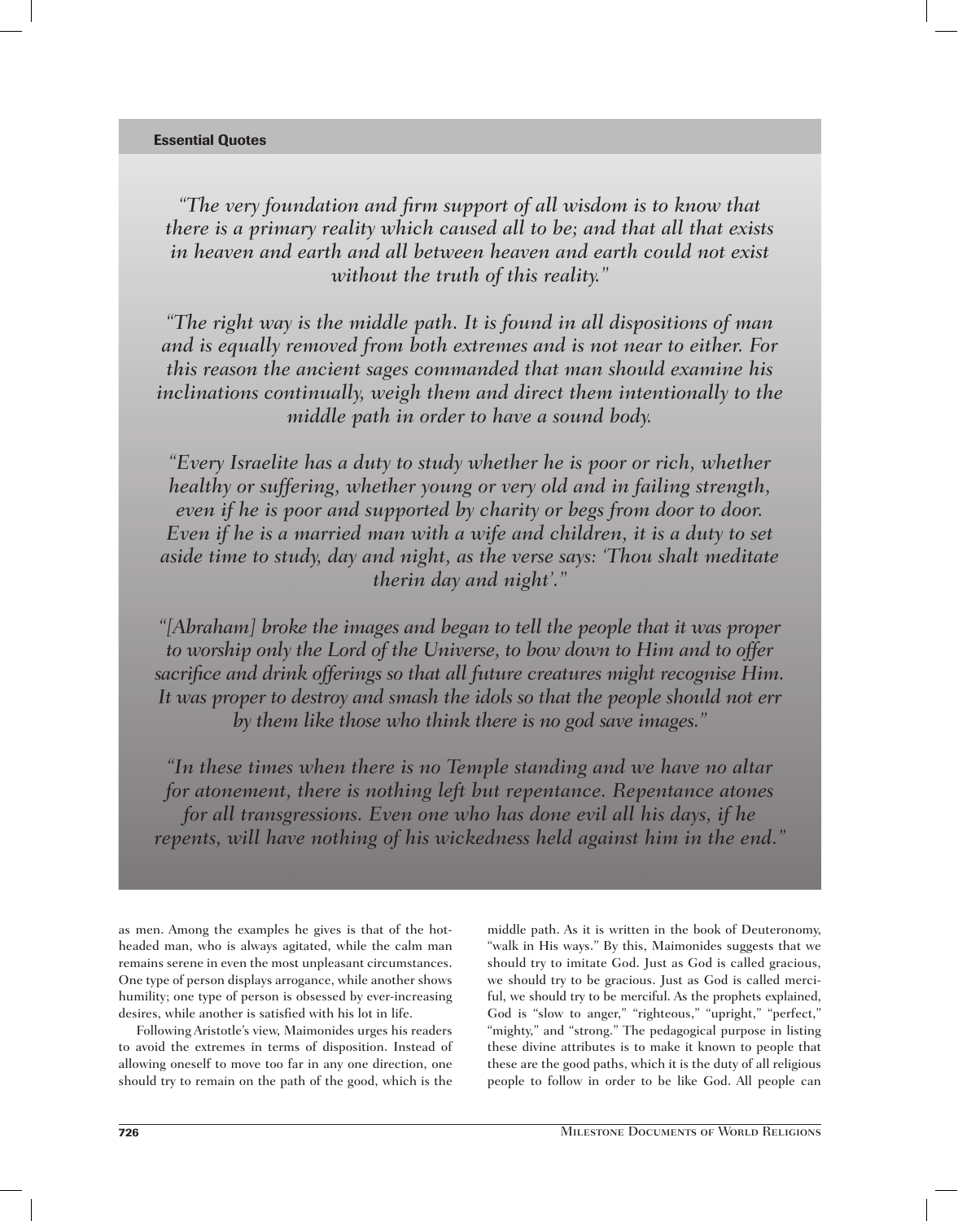## Essential Quotes

*"The very foundation and firm support of all wisdom is to know that there is a primary reality which caused all to be; and that all that exists in heaven and earth and all between heaven and earth could not exist without the truth of this reality."*

*"The right way is the middle path. It is found in all dispositions of man and is equally removed from both extremes and is not near to either. For this reason the ancient sages commanded that man should examine his inclinations continually, weigh them and direct them intentionally to the middle path in order to have a sound body.*

*"Every Israelite has a duty to study whether he is poor or rich, whether healthy or suffering, whether young or very old and in failing strength, even if he is poor and supported by charity or begs from door to door. Even if he is a married man with a wife and children, it is a duty to set aside time to study, day and night, as the verse says: 'Thou shalt meditate therin day and night'."*

*"[Abraham] broke the images and began to tell the people that it was proper to worship only the Lord of the Universe, to bow down to Him and to offer sacrifice and drink offerings so that all future creatures might recognise Him. It was proper to destroy and smash the idols so that the people should not err by them like those who think there is no god save images."*

*"In these times when there is no Temple standing and we have no altar for atonement, there is nothing left but repentance. Repentance atones for all transgressions. Even one who has done evil all his days, if he repents, will have nothing of his wickedness held against him in the end."*

as men. Among the examples he gives is that of the hot-headed man, who is always agitated, while the calm man remains serene in even the most unpleasant circumstances. One type of person displays arrogance, while another shows humility; one type of person is obsessed by ever-increasing desires, while another is satisfied with his lot in life.

Following Aristotle's view, Maimonides urges his readers to avoid the extremes in terms of disposition. Instead of allowing oneself to move too far in any one direction, one should try to remain on the path of the good, which is the middle path. As it is written in the book of Deuteronomy, "walk in His ways." By this, Maimonides suggests that we should try to imitate God. Just as God is called gracious, we should try to be gracious. Just as God is called merciful, we should try to be merciful. As the prophets explained, God is "slow to anger," "righteous," "upright," "perfect," "mighty," and "strong." The pedagogical purpose in listing these divine attributes is to make it known to people that these are the good paths, which it is the duty of all religious people to follow in order to be like God. All people can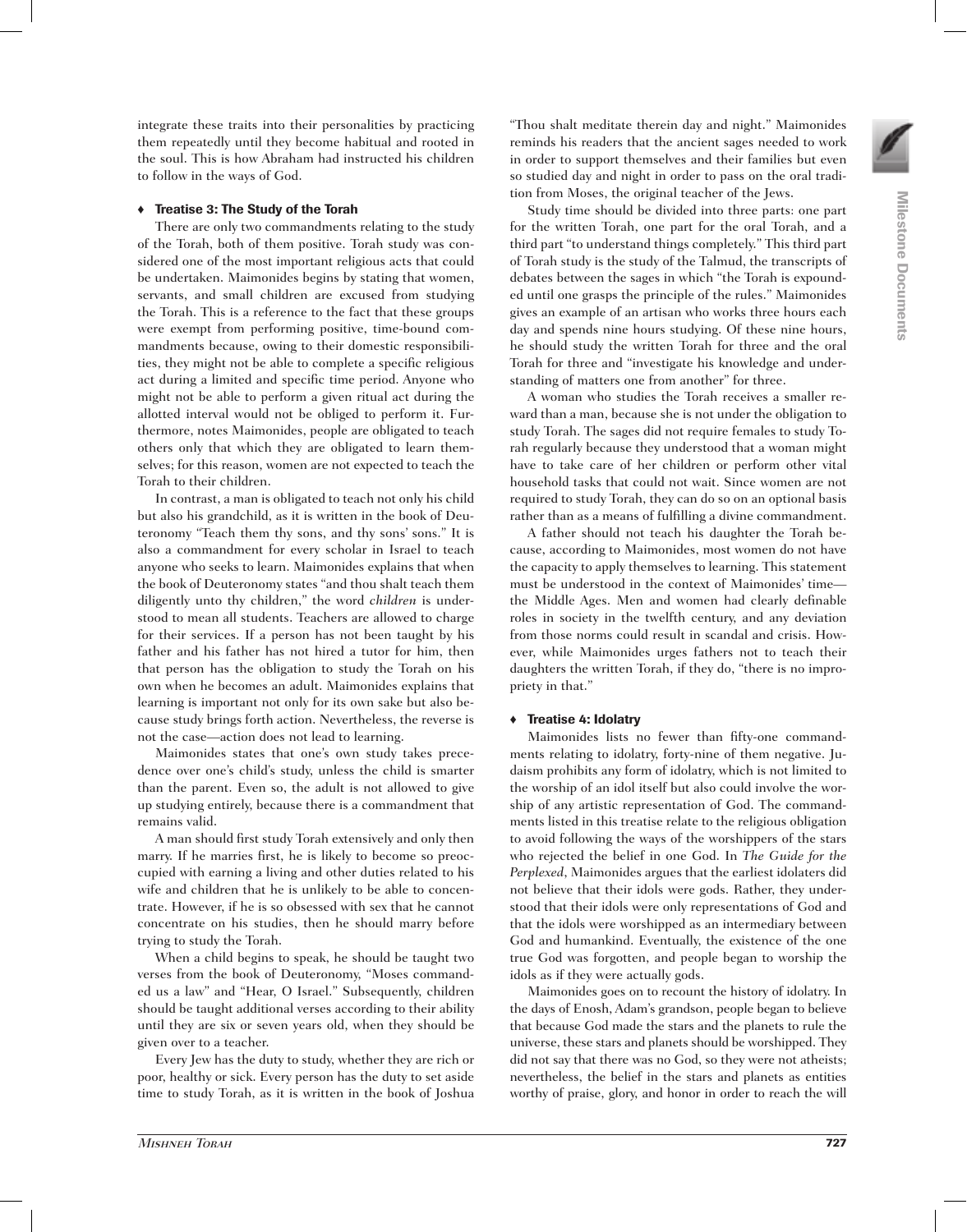integrate these traits into their personalities by practicing them repeatedly until they become habitual and rooted in the soul. This is how Abraham had instructed his children to follow in the ways of God.

### ♦ Treatise 3: The Study of the Torah

There are only two commandments relating to the study of the Torah, both of them positive. Torah study was considered one of the most important religious acts that could be undertaken. Maimonides begins by stating that women, servants, and small children are excused from studying the Torah. This is a reference to the fact that these groups were exempt from performing positive, time-bound commandments because, owing to their domestic responsibilities, they might not be able to complete a specific religious act during a limited and specific time period. Anyone who might not be able to perform a given ritual act during the allotted interval would not be obliged to perform it. Furthermore, notes Maimonides, people are obligated to teach others only that which they are obligated to learn themselves; for this reason, women are not expected to teach the Torah to their children.

In contrast, a man is obligated to teach not only his child but also his grandchild, as it is written in the book of Deuteronomy "Teach them thy sons, and thy sons' sons." It is also a commandment for every scholar in Israel to teach anyone who seeks to learn. Maimonides explains that when the book of Deuteronomy states "and thou shalt teach them diligently unto thy children," the word *children* is understood to mean all students. Teachers are allowed to charge for their services. If a person has not been taught by his father and his father has not hired a tutor for him, then that person has the obligation to study the Torah on his own when he becomes an adult. Maimonides explains that learning is important not only for its own sake but also because study brings forth action. Nevertheless, the reverse is not the case—action does not lead to learning.

Maimonides states that one's own study takes precedence over one's child's study, unless the child is smarter than the parent. Even so, the adult is not allowed to give up studying entirely, because there is a commandment that remains valid.

A man should first study Torah extensively and only then marry. If he marries first, he is likely to become so preoccupied with earning a living and other duties related to his wife and children that he is unlikely to be able to concentrate. However, if he is so obsessed with sex that he cannot concentrate on his studies, then he should marry before trying to study the Torah.

When a child begins to speak, he should be taught two verses from the book of Deuteronomy, "Moses commanded us a law" and "Hear, O Israel." Subsequently, children should be taught additional verses according to their ability until they are six or seven years old, when they should be given over to a teacher.

Every Jew has the duty to study, whether they are rich or poor, healthy or sick. Every person has the duty to set aside time to study Torah, as it is written in the book of Joshua "Thou shalt meditate therein day and night." Maimonides reminds his readers that the ancient sages needed to work in order to support themselves and their families but even so studied day and night in order to pass on the oral tradition from Moses, the original teacher of the Jews.

Study time should be divided into three parts: one part for the written Torah, one part for the oral Torah, and a third part "to understand things completely." This third part of Torah study is the study of the Talmud, the transcripts of debates between the sages in which "the Torah is expounded until one grasps the principle of the rules." Maimonides gives an example of an artisan who works three hours each day and spends nine hours studying. Of these nine hours, he should study the written Torah for three and the oral Torah for three and "investigate his knowledge and understanding of matters one from another" for three.

A woman who studies the Torah receives a smaller reward than a man, because she is not under the obligation to study Torah. The sages did not require females to study Torah regularly because they understood that a woman might have to take care of her children or perform other vital household tasks that could not wait. Since women are not required to study Torah, they can do so on an optional basis rather than as a means of fulfilling a divine commandment.

A father should not teach his daughter the Torah because, according to Maimonides, most women do not have the capacity to apply themselves to learning. This statement must be understood in the context of Maimonides' time—the Middle Ages. Men and women had clearly definable roles in society in the twelfth century, and any deviation from those norms could result in scandal and crisis. However, while Maimonides urges fathers not to teach their daughters the written Torah, if they do, "there is no impropriety in that."

### ♦ Treatise 4: Idolatry

Maimonides lists no fewer than fifty-one commandments relating to idolatry, forty-nine of them negative. Judaism prohibits any form of idolatry, which is not limited to the worship of an idol itself but also could involve the worship of any artistic representation of God. The commandments listed in this treatise relate to the religious obligation to avoid following the ways of the worshippers of the stars who rejected the belief in one God. In *The Guide for the Perplexed*, Maimonides argues that the earliest idolaters did not believe that their idols were gods. Rather, they understood that their idols were only representations of God and that the idols were worshipped as an intermediary between God and humankind. Eventually, the existence of the one true God was forgotten, and people began to worship the idols as if they were actually gods.

Maimonides goes on to recount the history of idolatry. In the days of Enosh, Adam's grandson, people began to believe that because God made the stars and the planets to rule the universe, these stars and planets should be worshipped. They did not say that there was no God, so they were not atheists; nevertheless, the belief in the stars and planets as entities worthy of praise, glory, and honor in order to reach the will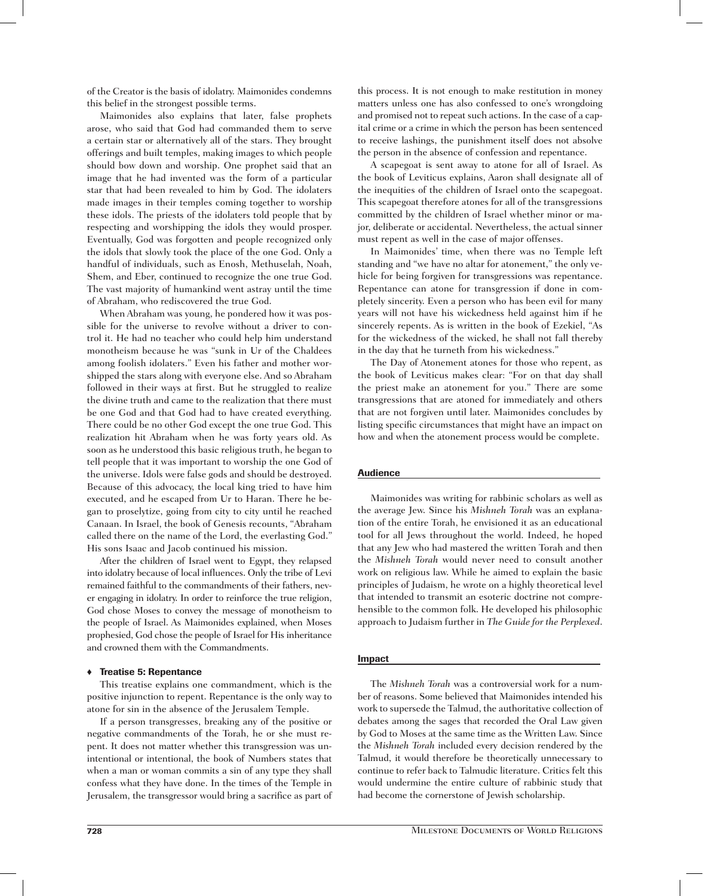of the Creator is the basis of idolatry. Maimonides condemns this belief in the strongest possible terms.

Maimonides also explains that later, false prophets arose, who said that God had commanded them to serve a certain star or alternatively all of the stars. They brought offerings and built temples, making images to which people should bow down and worship. One prophet said that an image that he had invented was the form of a particular star that had been revealed to him by God. The idolaters made images in their temples coming together to worship these idols. The priests of the idolaters told people that by respecting and worshipping the idols they would prosper. Eventually, God was forgotten and people recognized only the idols that slowly took the place of the one God. Only a handful of individuals, such as Enosh, Methuselah, Noah, Shem, and Eber, continued to recognize the one true God. The vast majority of humankind went astray until the time of Abraham, who rediscovered the true God.

When Abraham was young, he pondered how it was possible for the universe to revolve without a driver to control it. He had no teacher who could help him understand monotheism because he was "sunk in Ur of the Chaldees among foolish idolaters." Even his father and mother worshipped the stars along with everyone else. And so Abraham followed in their ways at first. But he struggled to realize the divine truth and came to the realization that there must be one God and that God had to have created everything. There could be no other God except the one true God. This realization hit Abraham when he was forty years old. As soon as he understood this basic religious truth, he began to tell people that it was important to worship the one God of the universe. Idols were false gods and should be destroyed. Because of this advocacy, the local king tried to have him executed, and he escaped from Ur to Haran. There he began to proselytize, going from city to city until he reached Canaan. In Israel, the book of Genesis recounts, "Abraham called there on the name of the Lord, the everlasting God." His sons Isaac and Jacob continued his mission.

After the children of Israel went to Egypt, they relapsed into idolatry because of local influences. Only the tribe of Levi remained faithful to the commandments of their fathers, never engaging in idolatry. In order to reinforce the true religion, God chose Moses to convey the message of monotheism to the people of Israel. As Maimonides explained, when Moses prophesied, God chose the people of Israel for His inheritance and crowned them with the Commandments.

### ♦ Treatise 5: Repentance

This treatise explains one commandment, which is the positive injunction to repent. Repentance is the only way to atone for sin in the absence of the Jerusalem Temple.

If a person transgresses, breaking any of the positive or negative commandments of the Torah, he or she must repent. It does not matter whether this transgression was unintentional or intentional, the book of Numbers states that when a man or woman commits a sin of any type they shall confess what they have done. In the times of the Temple in Jerusalem, the transgressor would bring a sacrifice as part of this process. It is not enough to make restitution in money matters unless one has also confessed to one's wrongdoing and promised not to repeat such actions. In the case of a capital crime or a crime in which the person has been sentenced to receive lashings, the punishment itself does not absolve the person in the absence of confession and repentance.

A scapegoat is sent away to atone for all of Israel. As the book of Leviticus explains, Aaron shall designate all of the inequities of the children of Israel onto the scapegoat. This scapegoat therefore atones for all of the transgressions committed by the children of Israel whether minor or major, deliberate or accidental. Nevertheless, the actual sinner must repent as well in the case of major offenses.

In Maimonides' time, when there was no Temple left standing and "we have no altar for atonement," the only vehicle for being forgiven for transgressions was repentance. Repentance can atone for transgression if done in completely sincerity. Even a person who has been evil for many years will not have his wickedness held against him if he sincerely repents. As is written in the book of Ezekiel, "As for the wickedness of the wicked, he shall not fall thereby in the day that he turneth from his wickedness."

The Day of Atonement atones for those who repent, as the book of Leviticus makes clear: "For on that day shall the priest make an atonement for you." There are some transgressions that are atoned for immediately and others that are not forgiven until later. Maimonides concludes by listing specific circumstances that might have an impact on how and when the atonement process would be complete.

## Audience

Maimonides was writing for rabbinic scholars as well as the average Jew. Since his *Mishneh Torah* was an explanation of the entire Torah, he envisioned it as an educational tool for all Jews throughout the world. Indeed, he hoped that any Jew who had mastered the written Torah and then the *Mishneh Torah* would never need to consult another work on religious law. While he aimed to explain the basic principles of Judaism, he wrote on a highly theoretical level that intended to transmit an esoteric doctrine not comprehensible to the common folk. He developed his philosophic approach to Judaism further in *The Guide for the Perplexed*.

## Impact

The *Mishneh Torah* was a controversial work for a number of reasons. Some believed that Maimonides intended his work to supersede the Talmud, the authoritative collection of debates among the sages that recorded the Oral Law given by God to Moses at the same time as the Written Law. Since the *Mishneh Torah* included every decision rendered by the Talmud, it would therefore be theoretically unnecessary to continue to refer back to Talmudic literature. Critics felt this would undermine the entire culture of rabbinic study that had become the cornerstone of Jewish scholarship.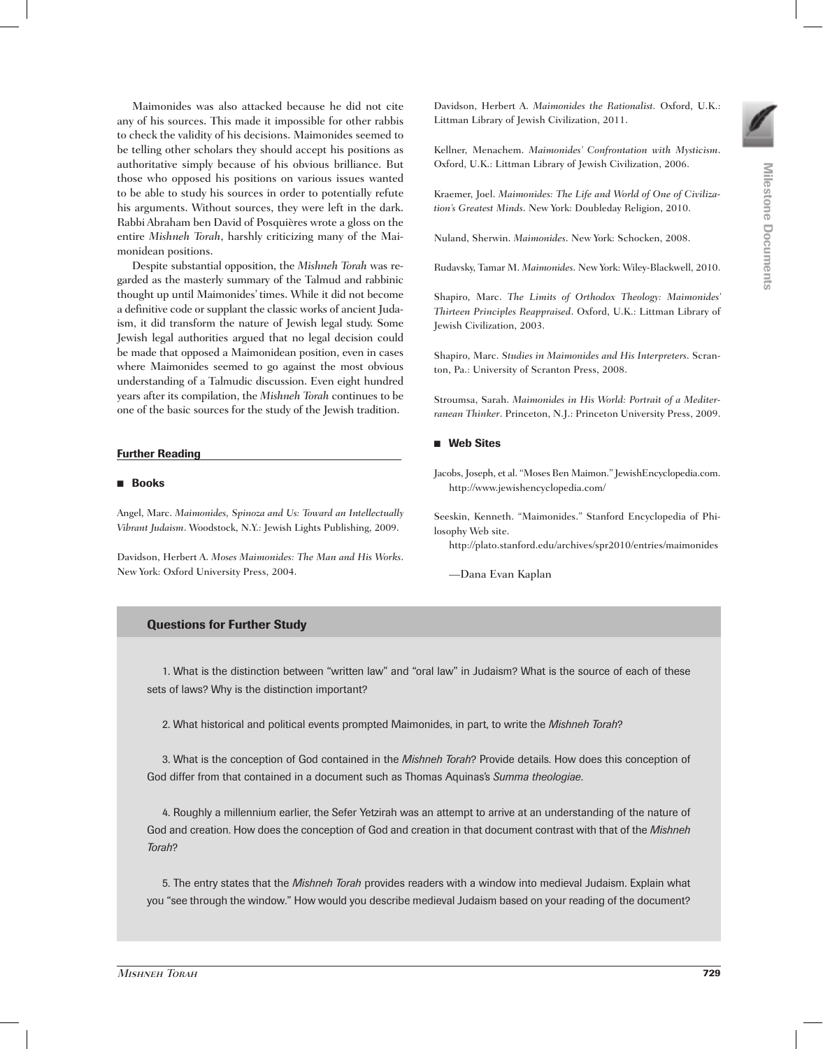Maimonides was also attacked because he did not cite any of his sources. This made it impossible for other rabbis to check the validity of his decisions. Maimonides seemed to be telling other scholars they should accept his positions as authoritative simply because of his obvious brilliance. But those who opposed his positions on various issues wanted to be able to study his sources in order to potentially refute his arguments. Without sources, they were left in the dark. Rabbi Abraham ben David of Posquières wrote a gloss on the entire *Mishneh Torah*, harshly criticizing many of the Maimonidean positions.

Despite substantial opposition, the *Mishneh Torah* was regarded as the masterly summary of the Talmud and rabbinic thought up until Maimonides' times. While it did not become a definitive code or supplant the classic works of ancient Judaism, it did transform the nature of Jewish legal study. Some Jewish legal authorities argued that no legal decision could be made that opposed a Maimonidean position, even in cases where Maimonides seemed to go against the most obvious understanding of a Talmudic discussion. Even eight hundred years after its compilation, the *Mishneh Torah* continues to be one of the basic sources for the study of the Jewish tradition.

## Further Reading

### Books

Angel, Marc. *Maimonides, Spinoza and Us: Toward an Intellectually Vibrant Judaism*. Woodstock, N.Y.: Jewish Lights Publishing, 2009.

Davidson, Herbert A. *Moses Maimonides: The Man and His Works*. New York: Oxford University Press, 2004.

Davidson, Herbert A. *Maimonides the Rationalist*. Oxford, U.K.: Littman Library of Jewish Civilization, 2011.

Kellner, Menachem. *Maimonides' Confrontation with Mysticism*. Oxford, U.K.: Littman Library of Jewish Civilization, 2006.

Kraemer, Joel. *Maimonides: The Life and World of One of Civilization's Greatest Minds*. New York: Doubleday Religion, 2010.

Nuland, Sherwin. *Maimonides*. New York: Schocken, 2008.

Rudavsky, Tamar M. *Maimonides*. New York: Wiley-Blackwell, 2010.

Shapiro, Marc. *The Limits of Orthodox Theology: Maimonides' Thirteen Principles Reappraised*. Oxford, U.K.: Littman Library of Jewish Civilization, 2003.

Shapiro, Marc. *Studies in Maimonides and His Interpreters*. Scranton, Pa.: University of Scranton Press, 2008.

Stroumsa, Sarah. *Maimonides in His World: Portrait of a Mediterranean Thinker*. Princeton, N.J.: Princeton University Press, 2009.

### Web Sites

Jacobs, Joseph, et al. "Moses Ben Maimon." JewishEncyclopedia.com. http://www.jewishencyclopedia.com/

Seeskin, Kenneth. "Maimonides." Stanford Encyclopedia of Philosophy Web site.
http://plato.stanford.edu/archives/spr2010/entries/maimonides

—Dana Evan Kaplan

## Questions for Further Study

1. What is the distinction between "written law" and "oral law" in Judaism? What is the source of each of these sets of laws? Why is the distinction important?

2. What historical and political events prompted Maimonides, in part, to write the *Mishneh Torah*?

3. What is the conception of God contained in the *Mishneh Torah*? Provide details. How does this conception of God differ from that contained in a document such as Thomas Aquinas's *Summa theologiae.*

4. Roughly a millennium earlier, the Sefer Yetzirah was an attempt to arrive at an understanding of the nature of God and creation. How does the conception of God and creation in that document contrast with that of the *Mishneh Torah*?

5. The entry states that the *Mishneh Torah* provides readers with a window into medieval Judaism. Explain what you "see through the window." How would you describe medieval Judaism based on your reading of the document?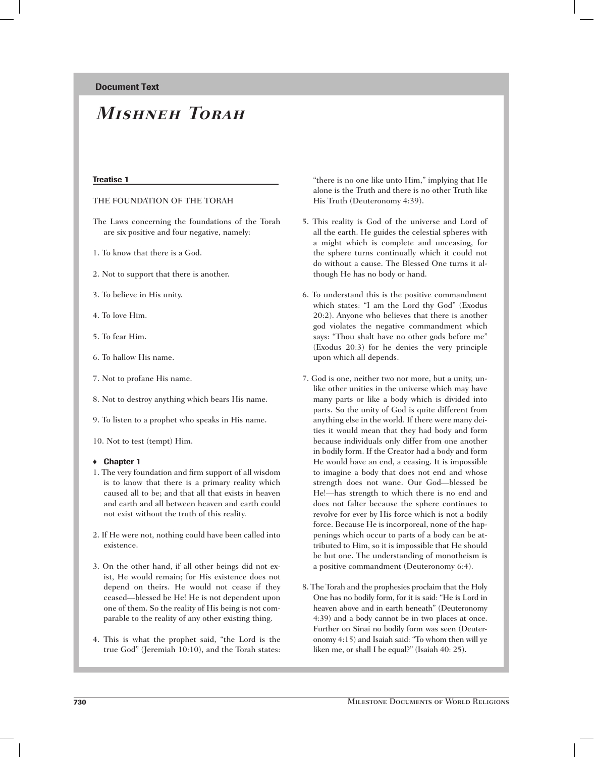Document Text

# *Mishneh Torah*

### Treatise 1

THE FOUNDATION OF THE TORAH

The Laws concerning the foundations of the Torah are six positive and four negative, namely:

1. To know that there is a God.

2. Not to support that there is another.

3. To believe in His unity.

4. To love Him.

5. To fear Him.

6. To hallow His name.

7. Not to profane His name.

8. Not to destroy anything which bears His name.

9. To listen to a prophet who speaks in His name.

10. Not to test (tempt) Him.

### ♦ Chapter 1

1. The very foundation and firm support of all wisdom is to know that there is a primary reality which caused all to be; and that all that exists in heaven and earth and all between heaven and earth could not exist without the truth of this reality.

2. If He were not, nothing could have been called into existence.

3. On the other hand, if all other beings did not exist, He would remain; for His existence does not depend on theirs. He would not cease if they ceased—blessed be He! He is not dependent upon one of them. So the reality of His being is not comparable to the reality of any other existing thing.

4. This is what the prophet said, "the Lord is the true God" (Jeremiah 10:10), and the Torah states: "there is no one like unto Him," implying that He alone is the Truth and there is no other Truth like His Truth (Deuteronomy 4:39).

5. This reality is God of the universe and Lord of all the earth. He guides the celestial spheres with a might which is complete and unceasing, for the sphere turns continually which it could not do without a cause. The Blessed One turns it although He has no body or hand.

6. To understand this is the positive commandment which states: "I am the Lord thy God" (Exodus 20:2). Anyone who believes that there is another god violates the negative commandment which says: "Thou shalt have no other gods before me" (Exodus 20:3) for he denies the very principle upon which all depends.

7. God is one, neither two nor more, but a unity, unlike other unities in the universe which may have many parts or like a body which is divided into parts. So the unity of God is quite different from anything else in the world. If there were many deities it would mean that they had body and form because individuals only differ from one another in bodily form. If the Creator had a body and form He would have an end, a ceasing. It is impossible to imagine a body that does not end and whose strength does not wane. Our God—blessed be He!—has strength to which there is no end and does not falter because the sphere continues to revolve for ever by His force which is not a bodily force. Because He is incorporeal, none of the happenings which occur to parts of a body can be attributed to Him, so it is impossible that He should be but one. The understanding of monotheism is a positive commandment (Deuteronomy 6:4).

8. The Torah and the prophesies proclaim that the Holy One has no bodily form, for it is said: "He is Lord in heaven above and in earth beneath" (Deuteronomy 4:39) and a body cannot be in two places at once. Further on Sinai no bodily form was seen (Deuteronomy 4:15) and Isaiah said: "To whom then will ye liken me, or shall I be equal?" (Isaiah 40: 25).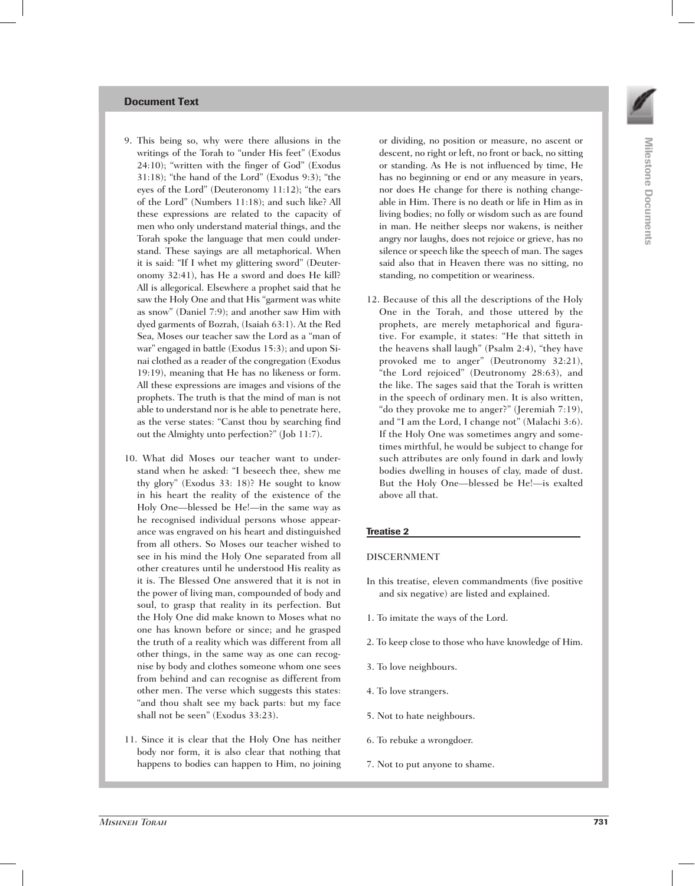## Document Text

9. This being so, why were there allusions in the writings of the Torah to "under His feet" (Exodus 24:10); "written with the finger of God" (Exodus 31:18); "the hand of the Lord" (Exodus 9:3); "the eyes of the Lord" (Deuteronomy 11:12); "the ears of the Lord" (Numbers 11:18); and such like? All these expressions are related to the capacity of men who only understand material things, and the Torah spoke the language that men could understand. These sayings are all metaphorical. When it is said: "If I whet my glittering sword" (Deuteronomy 32:41), has He a sword and does He kill? All is allegorical. Elsewhere a prophet said that he saw the Holy One and that His "garment was white as snow" (Daniel 7:9); and another saw Him with dyed garments of Bozrah, (Isaiah 63:1). At the Red Sea, Moses our teacher saw the Lord as a "man of war" engaged in battle (Exodus 15:3); and upon Sinai clothed as a reader of the congregation (Exodus 19:19), meaning that He has no likeness or form. All these expressions are images and visions of the prophets. The truth is that the mind of man is not able to understand nor is he able to penetrate here, as the verse states: "Canst thou by searching find out the Almighty unto perfection?" (Job 11:7).

10. What did Moses our teacher want to understand when he asked: "I beseech thee, shew me thy glory" (Exodus 33: 18)? He sought to know in his heart the reality of the existence of the Holy One—blessed be He!—in the same way as he recognised individual persons whose appearance was engraved on his heart and distinguished from all others. So Moses our teacher wished to see in his mind the Holy One separated from all other creatures until he understood His reality as it is. The Blessed One answered that it is not in the power of living man, compounded of body and soul, to grasp that reality in its perfection. But the Holy One did make known to Moses what no one has known before or since; and he grasped the truth of a reality which was different from all other things, in the same way as one can recognise by body and clothes someone whom one sees from behind and can recognise as different from other men. The verse which suggests this states: "and thou shalt see my back parts: but my face shall not be seen" (Exodus 33:23).

11. Since it is clear that the Holy One has neither body nor form, it is also clear that nothing that happens to bodies can happen to Him, no joining or dividing, no position or measure, no ascent or descent, no right or left, no front or back, no sitting or standing. As He is not influenced by time, He has no beginning or end or any measure in years, nor does He change for there is nothing changeable in Him. There is no death or life in Him as in living bodies; no folly or wisdom such as are found in man. He neither sleeps nor wakens, is neither angry nor laughs, does not rejoice or grieve, has no silence or speech like the speech of man. The sages said also that in Heaven there was no sitting, no standing, no competition or weariness.

12. Because of this all the descriptions of the Holy One in the Torah, and those uttered by the prophets, are merely metaphorical and figurative. For example, it states: "He that sitteth in the heavens shall laugh" (Psalm 2:4), "they have provoked me to anger" (Deutronomy 32:21), "the Lord rejoiced" (Deutronomy 28:63), and the like. The sages said that the Torah is written in the speech of ordinary men. It is also written, "do they provoke me to anger?" (Jeremiah 7:19), and "I am the Lord, I change not" (Malachi 3:6). If the Holy One was sometimes angry and sometimes mirthful, he would be subject to change for such attributes are only found in dark and lowly bodies dwelling in houses of clay, made of dust. But the Holy One—blessed be He!—is exalted above all that.

### Treatise 2

DISCERNMENT

In this treatise, eleven commandments (five positive and six negative) are listed and explained.

1. To imitate the ways of the Lord.
2. To keep close to those who have knowledge of Him.
3. To love neighbours.
4. To love strangers.
5. Not to hate neighbours.
6. To rebuke a wrongdoer.
7. Not to put anyone to shame.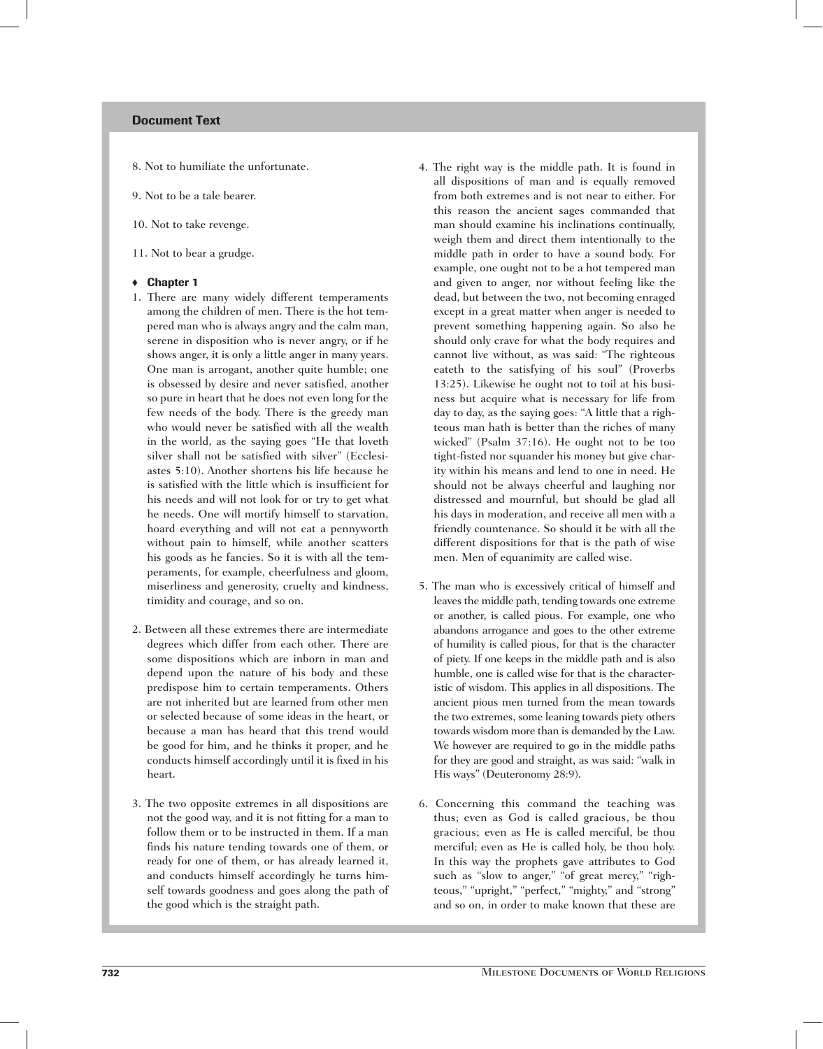## Document Text

8. Not to humiliate the unfortunate.

9. Not to be a tale bearer.

10. Not to take revenge.

11. Not to bear a grudge.

### ♦ Chapter 1

1. There are many widely different temperaments among the children of men. There is the hot tempered man who is always angry and the calm man, serene in disposition who is never angry, or if he shows anger, it is only a little anger in many years. One man is arrogant, another quite humble; one is obsessed by desire and never satisfied, another so pure in heart that he does not even long for the few needs of the body. There is the greedy man who would never be satisfied with all the wealth in the world, as the saying goes "He that loveth silver shall not be satisfied with silver" (Ecclesiastes 5:10). Another shortens his life because he is satisfied with the little which is insufficient for his needs and will not look for or try to get what he needs. One will mortify himself to starvation, hoard everything and will not eat a pennyworth without pain to himself, while another scatters his goods as he fancies. So it is with all the temperaments, for example, cheerfulness and gloom, miserliness and generosity, cruelty and kindness, timidity and courage, and so on.

2. Between all these extremes there are intermediate degrees which differ from each other. There are some dispositions which are inborn in man and depend upon the nature of his body and these predispose him to certain temperaments. Others are not inherited but are learned from other men or selected because of some ideas in the heart, or because a man has heard that this trend would be good for him, and he thinks it proper, and he conducts himself accordingly until it is fixed in his heart.

3. The two opposite extremes in all dispositions are not the good way, and it is not fitting for a man to follow them or to be instructed in them. If a man finds his nature tending towards one of them, or ready for one of them, or has already learned it, and conducts himself accordingly he turns himself towards goodness and goes along the path of the good which is the straight path.

4. The right way is the middle path. It is found in all dispositions of man and is equally removed from both extremes and is not near to either. For this reason the ancient sages commanded that man should examine his inclinations continually, weigh them and direct them intentionally to the middle path in order to have a sound body. For example, one ought not to be a hot tempered man and given to anger, nor without feeling like the dead, but between the two, not becoming enraged except in a great matter when anger is needed to prevent something happening again. So also he should only crave for what the body requires and cannot live without, as was said: "The righteous eateth to the satisfying of his soul" (Proverbs 13:25). Likewise he ought not to toil at his business but acquire what is necessary for life from day to day, as the saying goes: "A little that a righteous man hath is better than the riches of many wicked" (Psalm 37:16). He ought not to be too tight-fisted nor squander his money but give charity within his means and lend to one in need. He should not be always cheerful and laughing nor distressed and mournful, but should be glad all his days in moderation, and receive all men with a friendly countenance. So should it be with all the different dispositions for that is the path of wise men. Men of equanimity are called wise.

5. The man who is excessively critical of himself and leaves the middle path, tending towards one extreme or another, is called pious. For example, one who abandons arrogance and goes to the other extreme of humility is called pious, for that is the character of piety. If one keeps in the middle path and is also humble, one is called wise for that is the characteristic of wisdom. This applies in all dispositions. The ancient pious men turned from the mean towards the two extremes, some leaning towards piety others towards wisdom more than is demanded by the Law. We however are required to go in the middle paths for they are good and straight, as was said: "walk in His ways" (Deuteronomy 28:9).

6. Concerning this command the teaching was thus; even as God is called gracious, be thou gracious; even as He is called merciful, be thou merciful; even as He is called holy, be thou holy. In this way the prophets gave attributes to God such as "slow to anger," "of great mercy," "righteous," "upright," "perfect," "mighty," and "strong" and so on, in order to make known that these are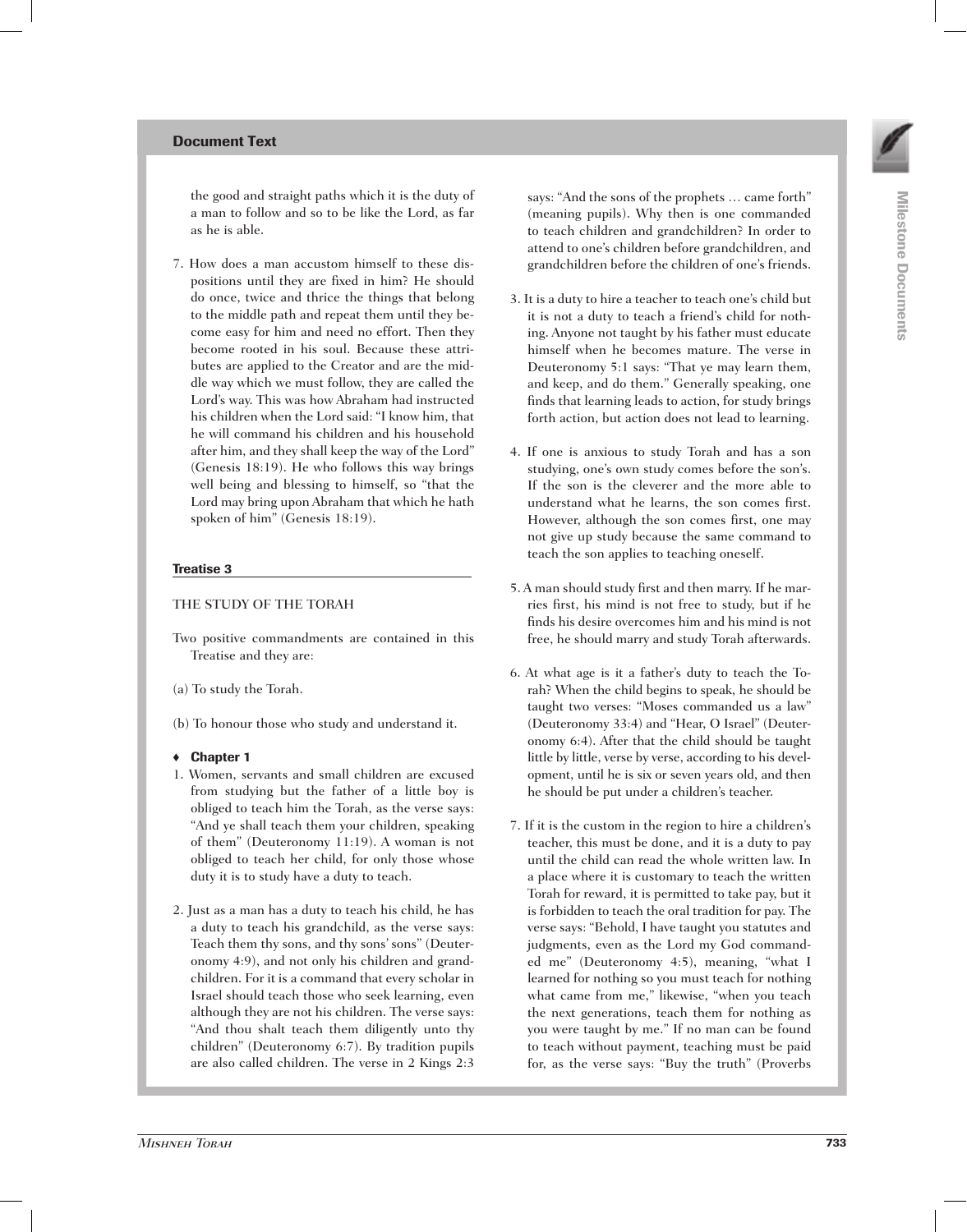## Document Text

the good and straight paths which it is the duty of a man to follow and so to be like the Lord, as far as he is able.

7. How does a man accustom himself to these dispositions until they are fixed in him? He should do once, twice and thrice the things that belong to the middle path and repeat them until they become easy for him and need no effort. Then they become rooted in his soul. Because these attributes are applied to the Creator and are the middle way which we must follow, they are called the Lord's way. This was how Abraham had instructed his children when the Lord said: "I know him, that he will command his children and his household after him, and they shall keep the way of the Lord" (Genesis 18:19). He who follows this way brings well being and blessing to himself, so "that the Lord may bring upon Abraham that which he hath spoken of him" (Genesis 18:19).

### Treatise 3

THE STUDY OF THE TORAH

Two positive commandments are contained in this Treatise and they are:

(a) To study the Torah.

(b) To honour those who study and understand it.

#### ♦ Chapter 1

1. Women, servants and small children are excused from studying but the father of a little boy is obliged to teach him the Torah, as the verse says: "And ye shall teach them your children, speaking of them" (Deuteronomy 11:19). A woman is not obliged to teach her child, for only those whose duty it is to study have a duty to teach.

2. Just as a man has a duty to teach his child, he has a duty to teach his grandchild, as the verse says: Teach them thy sons, and thy sons' sons" (Deuteronomy 4:9), and not only his children and grandchildren. For it is a command that every scholar in Israel should teach those who seek learning, even although they are not his children. The verse says: "And thou shalt teach them diligently unto thy children" (Deuteronomy 6:7). By tradition pupils are also called children. The verse in 2 Kings 2:3 says: "And the sons of the prophets … came forth" (meaning pupils). Why then is one commanded to teach children and grandchildren? In order to attend to one's children before grandchildren, and grandchildren before the children of one's friends.

3. It is a duty to hire a teacher to teach one's child but it is not a duty to teach a friend's child for nothing. Anyone not taught by his father must educate himself when he becomes mature. The verse in Deuteronomy 5:1 says: "That ye may learn them, and keep, and do them." Generally speaking, one finds that learning leads to action, for study brings forth action, but action does not lead to learning.

4. If one is anxious to study Torah and has a son studying, one's own study comes before the son's. If the son is the cleverer and the more able to understand what he learns, the son comes first. However, although the son comes first, one may not give up study because the same command to teach the son applies to teaching oneself.

5. A man should study first and then marry. If he marries first, his mind is not free to study, but if he finds his desire overcomes him and his mind is not free, he should marry and study Torah afterwards.

6. At what age is it a father's duty to teach the Torah? When the child begins to speak, he should be taught two verses: "Moses commanded us a law" (Deuteronomy 33:4) and "Hear, O Israel" (Deuteronomy 6:4). After that the child should be taught little by little, verse by verse, according to his development, until he is six or seven years old, and then he should be put under a children's teacher.

7. If it is the custom in the region to hire a children's teacher, this must be done, and it is a duty to pay until the child can read the whole written law. In a place where it is customary to teach the written Torah for reward, it is permitted to take pay, but it is forbidden to teach the oral tradition for pay. The verse says: "Behold, I have taught you statutes and judgments, even as the Lord my God commanded me" (Deuteronomy 4:5), meaning, "what I learned for nothing so you must teach for nothing what came from me," likewise, "when you teach the next generations, teach them for nothing as you were taught by me." If no man can be found to teach without payment, teaching must be paid for, as the verse says: "Buy the truth" (Proverbs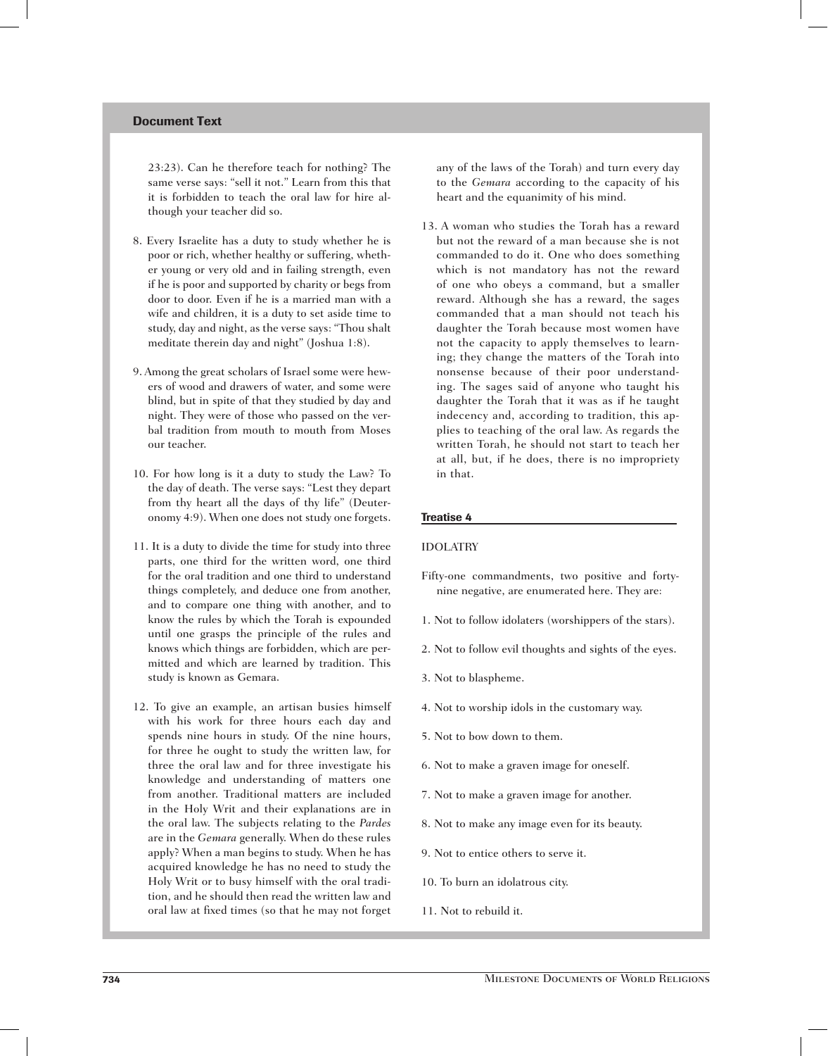23:23). Can he therefore teach for nothing? The same verse says: "sell it not." Learn from this that it is forbidden to teach the oral law for hire although your teacher did so.

8. Every Israelite has a duty to study whether he is poor or rich, whether healthy or suffering, whether young or very old and in failing strength, even if he is poor and supported by charity or begs from door to door. Even if he is a married man with a wife and children, it is a duty to set aside time to study, day and night, as the verse says: "Thou shalt meditate therein day and night" (Joshua 1:8).

9. Among the great scholars of Israel some were hewers of wood and drawers of water, and some were blind, but in spite of that they studied by day and night. They were of those who passed on the verbal tradition from mouth to mouth from Moses our teacher.

10. For how long is it a duty to study the Law? To the day of death. The verse says: "Lest they depart from thy heart all the days of thy life" (Deuteronomy 4:9). When one does not study one forgets.

11. It is a duty to divide the time for study into three parts, one third for the written word, one third for the oral tradition and one third to understand things completely, and deduce one from another, and to compare one thing with another, and to know the rules by which the Torah is expounded until one grasps the principle of the rules and knows which things are forbidden, which are permitted and which are learned by tradition. This study is known as Gemara.

12. To give an example, an artisan busies himself with his work for three hours each day and spends nine hours in study. Of the nine hours, for three he ought to study the written law, for three the oral law and for three investigate his knowledge and understanding of matters one from another. Traditional matters are included in the Holy Writ and their explanations are in the oral law. The subjects relating to the *Pardes* are in the *Gemara* generally. When do these rules apply? When a man begins to study. When he has acquired knowledge he has no need to study the Holy Writ or to busy himself with the oral tradition, and he should then read the written law and oral law at fixed times (so that he may not forget any of the laws of the Torah) and turn every day to the *Gemara* according to the capacity of his heart and the equanimity of his mind.

13. A woman who studies the Torah has a reward but not the reward of a man because she is not commanded to do it. One who does something which is not mandatory has not the reward of one who obeys a command, but a smaller reward. Although she has a reward, the sages commanded that a man should not teach his daughter the Torah because most women have not the capacity to apply themselves to learning; they change the matters of the Torah into nonsense because of their poor understanding. The sages said of anyone who taught his daughter the Torah that it was as if he taught indecency and, according to tradition, this applies to teaching of the oral law. As regards the written Torah, he should not start to teach her at all, but, if he does, there is no impropriety in that.

## Treatise 4

IDOLATRY

Fifty-one commandments, two positive and forty-nine negative, are enumerated here. They are:

1. Not to follow idolaters (worshippers of the stars).

2. Not to follow evil thoughts and sights of the eyes.

3. Not to blaspheme.

4. Not to worship idols in the customary way.

5. Not to bow down to them.

6. Not to make a graven image for oneself.

7. Not to make a graven image for another.

8. Not to make any image even for its beauty.

9. Not to entice others to serve it.

10. To burn an idolatrous city.

11. Not to rebuild it.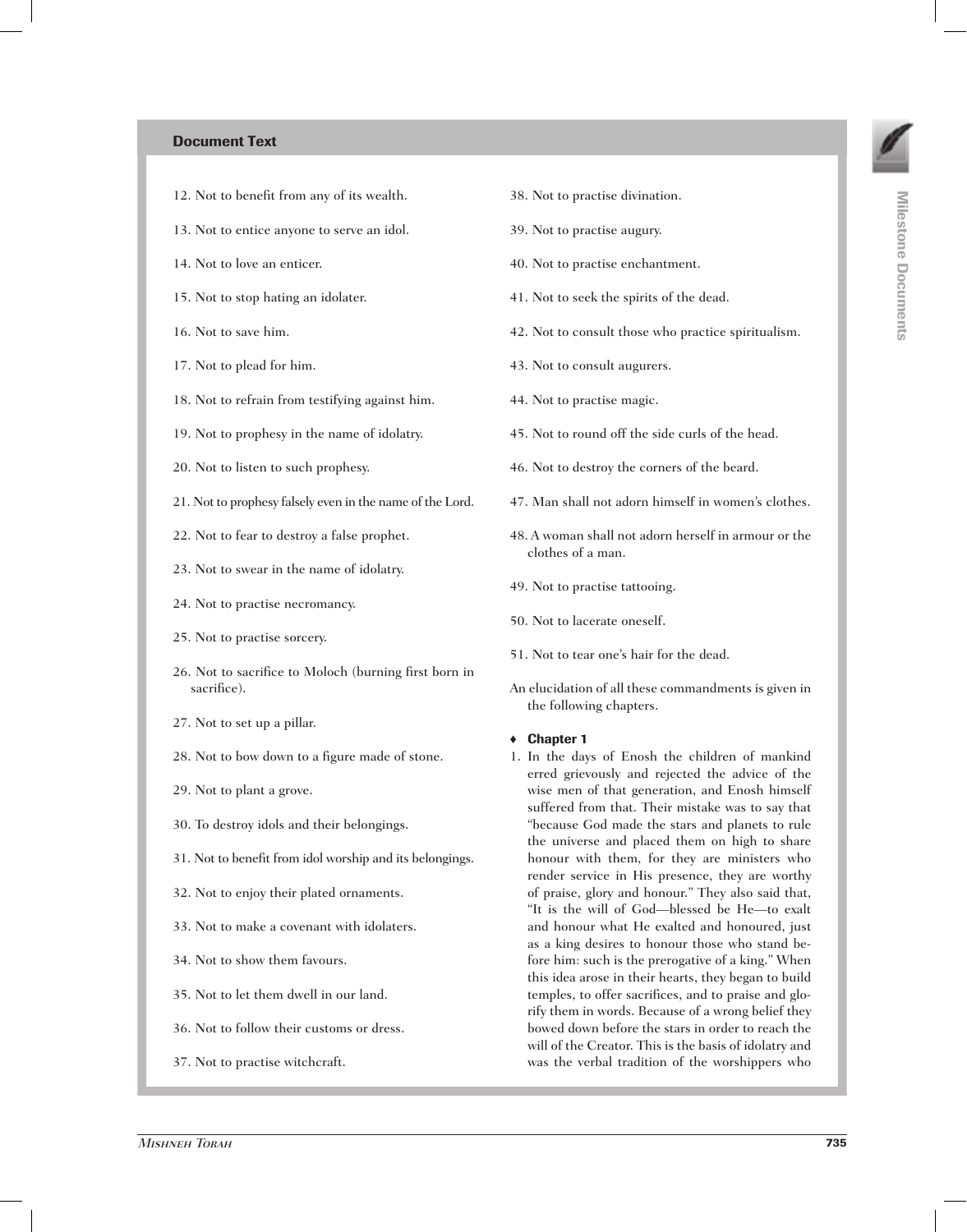## Document Text

12. Not to benefit from any of its wealth.

13. Not to entice anyone to serve an idol.

14. Not to love an enticer.

15. Not to stop hating an idolater.

16. Not to save him.

17. Not to plead for him.

18. Not to refrain from testifying against him.

19. Not to prophesy in the name of idolatry.

20. Not to listen to such prophesy.

21. Not to prophesy falsely even in the name of the Lord.

22. Not to fear to destroy a false prophet.

23. Not to swear in the name of idolatry.

24. Not to practise necromancy.

25. Not to practise sorcery.

26. Not to sacrifice to Moloch (burning first born in sacrifice).

27. Not to set up a pillar.

28. Not to bow down to a figure made of stone.

29. Not to plant a grove.

30. To destroy idols and their belongings.

31. Not to benefit from idol worship and its belongings.

32. Not to enjoy their plated ornaments.

33. Not to make a covenant with idolaters.

34. Not to show them favours.

35. Not to let them dwell in our land.

36. Not to follow their customs or dress.

37. Not to practise witchcraft.

38. Not to practise divination.

39. Not to practise augury.

40. Not to practise enchantment.

41. Not to seek the spirits of the dead.

42. Not to consult those who practice spiritualism.

43. Not to consult augurers.

44. Not to practise magic.

45. Not to round off the side curls of the head.

46. Not to destroy the corners of the beard.

47. Man shall not adorn himself in women's clothes.

48. A woman shall not adorn herself in armour or the clothes of a man.

49. Not to practise tattooing.

50. Not to lacerate oneself.

51. Not to tear one's hair for the dead.

An elucidation of all these commandments is given in the following chapters.

### ♦ Chapter 1

1. In the days of Enosh the children of mankind erred grievously and rejected the advice of the wise men of that generation, and Enosh himself suffered from that. Their mistake was to say that "because God made the stars and planets to rule the universe and placed them on high to share honour with them, for they are ministers who render service in His presence, they are worthy of praise, glory and honour." They also said that, "It is the will of God—blessed be He—to exalt and honour what He exalted and honoured, just as a king desires to honour those who stand before him: such is the prerogative of a king." When this idea arose in their hearts, they began to build temples, to offer sacrifices, and to praise and glorify them in words. Because of a wrong belief they bowed down before the stars in order to reach the will of the Creator. This is the basis of idolatry and was the verbal tradition of the worshippers who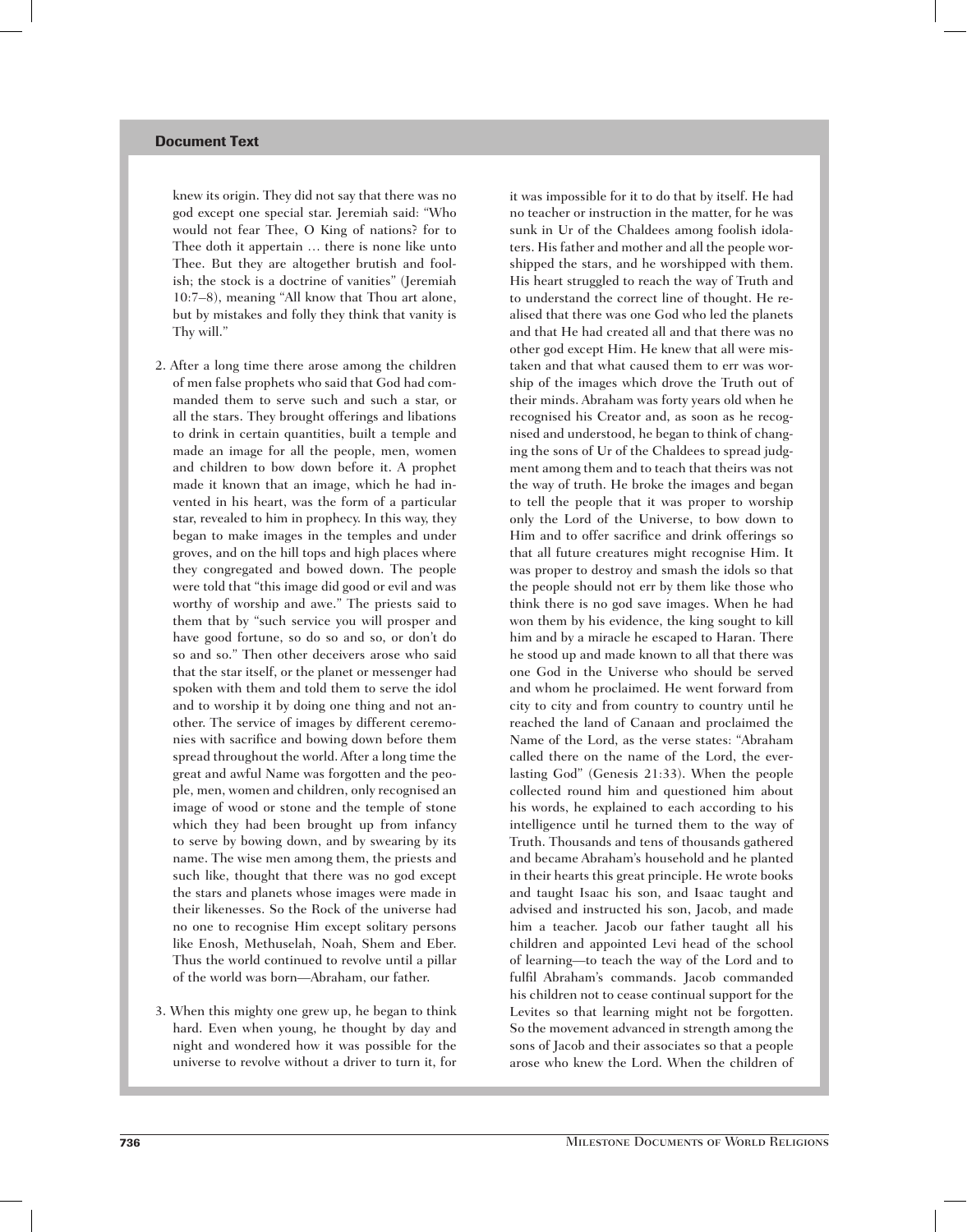## Document Text

knew its origin. They did not say that there was no god except one special star. Jeremiah said: "Who would not fear Thee, O King of nations? for to Thee doth it appertain … there is none like unto Thee. But they are altogether brutish and foolish; the stock is a doctrine of vanities" (Jeremiah 10:7–8), meaning "All know that Thou art alone, but by mistakes and folly they think that vanity is Thy will."

2. After a long time there arose among the children of men false prophets who said that God had commanded them to serve such and such a star, or all the stars. They brought offerings and libations to drink in certain quantities, built a temple and made an image for all the people, men, women and children to bow down before it. A prophet made it known that an image, which he had invented in his heart, was the form of a particular star, revealed to him in prophecy. In this way, they began to make images in the temples and under groves, and on the hill tops and high places where they congregated and bowed down. The people were told that "this image did good or evil and was worthy of worship and awe." The priests said to them that by "such service you will prosper and have good fortune, so do so and so, or don't do so and so." Then other deceivers arose who said that the star itself, or the planet or messenger had spoken with them and told them to serve the idol and to worship it by doing one thing and not another. The service of images by different ceremonies with sacrifice and bowing down before them spread throughout the world. After a long time the great and awful Name was forgotten and the people, men, women and children, only recognised an image of wood or stone and the temple of stone which they had been brought up from infancy to serve by bowing down, and by swearing by its name. The wise men among them, the priests and such like, thought that there was no god except the stars and planets whose images were made in their likenesses. So the Rock of the universe had no one to recognise Him except solitary persons like Enosh, Methuselah, Noah, Shem and Eber. Thus the world continued to revolve until a pillar of the world was born—Abraham, our father.

3. When this mighty one grew up, he began to think hard. Even when young, he thought by day and night and wondered how it was possible for the universe to revolve without a driver to turn it, for it was impossible for it to do that by itself. He had no teacher or instruction in the matter, for he was sunk in Ur of the Chaldees among foolish idolaters. His father and mother and all the people worshipped the stars, and he worshipped with them. His heart struggled to reach the way of Truth and to understand the correct line of thought. He realised that there was one God who led the planets and that He had created all and that there was no other god except Him. He knew that all were mistaken and that what caused them to err was worship of the images which drove the Truth out of their minds. Abraham was forty years old when he recognised his Creator and, as soon as he recognised and understood, he began to think of changing the sons of Ur of the Chaldees to spread judgment among them and to teach that theirs was not the way of truth. He broke the images and began to tell the people that it was proper to worship only the Lord of the Universe, to bow down to Him and to offer sacrifice and drink offerings so that all future creatures might recognise Him. It was proper to destroy and smash the idols so that the people should not err by them like those who think there is no god save images. When he had won them by his evidence, the king sought to kill him and by a miracle he escaped to Haran. There he stood up and made known to all that there was one God in the Universe who should be served and whom he proclaimed. He went forward from city to city and from country to country until he reached the land of Canaan and proclaimed the Name of the Lord, as the verse states: "Abraham called there on the name of the Lord, the everlasting God" (Genesis 21:33). When the people collected round him and questioned him about his words, he explained to each according to his intelligence until he turned them to the way of Truth. Thousands and tens of thousands gathered and became Abraham's household and he planted in their hearts this great principle. He wrote books and taught Isaac his son, and Isaac taught and advised and instructed his son, Jacob, and made him a teacher. Jacob our father taught all his children and appointed Levi head of the school of learning—to teach the way of the Lord and to fulfil Abraham's commands. Jacob commanded his children not to cease continual support for the Levites so that learning might not be forgotten. So the movement advanced in strength among the sons of Jacob and their associates so that a people arose who knew the Lord. When the children of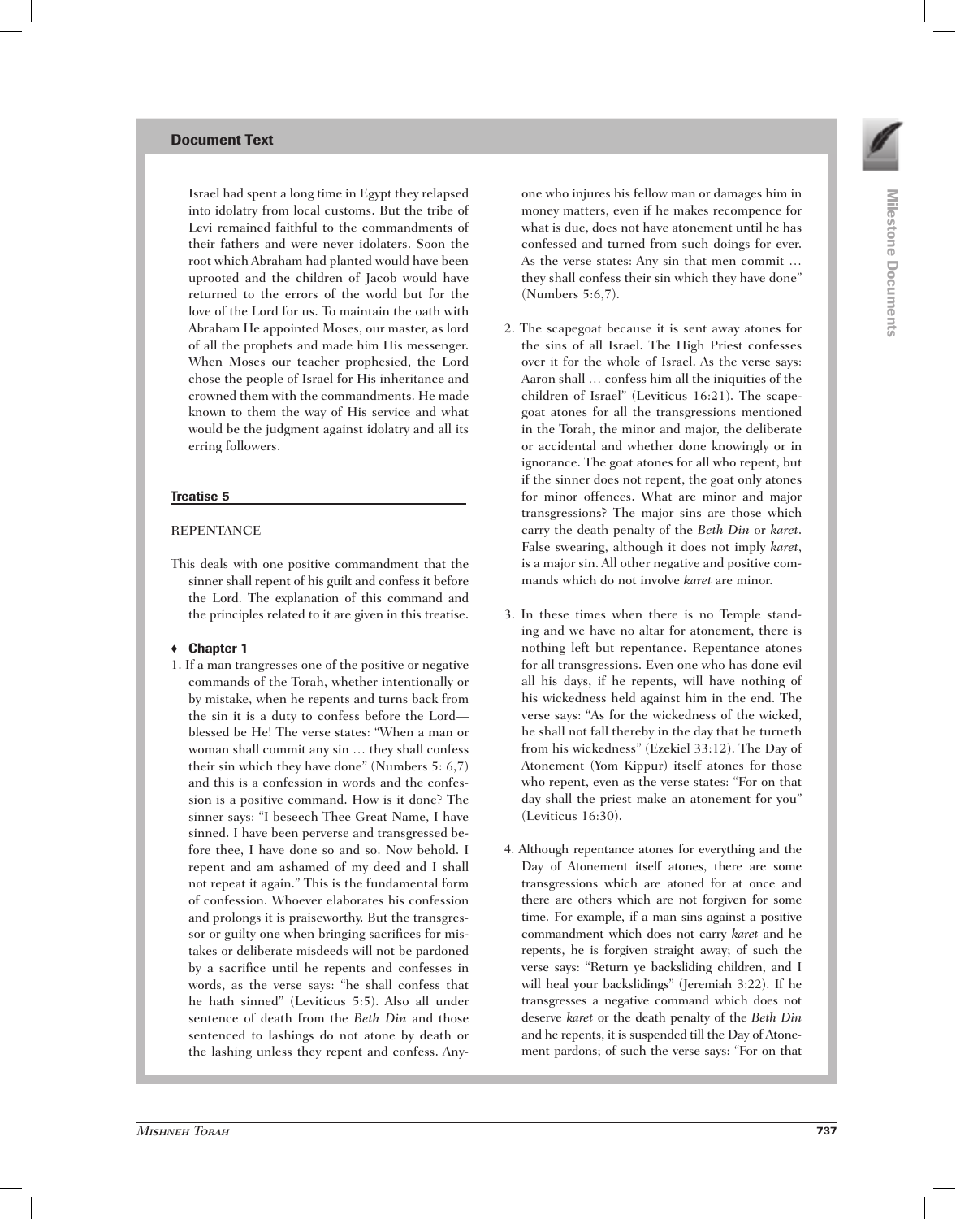## Document Text

Israel had spent a long time in Egypt they relapsed into idolatry from local customs. But the tribe of Levi remained faithful to the commandments of their fathers and were never idolaters. Soon the root which Abraham had planted would have been uprooted and the children of Jacob would have returned to the errors of the world but for the love of the Lord for us. To maintain the oath with Abraham He appointed Moses, our master, as lord of all the prophets and made him His messenger. When Moses our teacher prophesied, the Lord chose the people of Israel for His inheritance and crowned them with the commandments. He made known to them the way of His service and what would be the judgment against idolatry and all its erring followers.

### Treatise 5

REPENTANCE

This deals with one positive commandment that the sinner shall repent of his guilt and confess it before the Lord. The explanation of this command and the principles related to it are given in this treatise.

#### ♦ Chapter 1

1. If a man trangresses one of the positive or negative commands of the Torah, whether intentionally or by mistake, when he repents and turns back from the sin it is a duty to confess before the Lord—blessed be He! The verse states: "When a man or woman shall commit any sin … they shall confess their sin which they have done" (Numbers 5: 6,7) and this is a confession in words and the confession is a positive command. How is it done? The sinner says: "I beseech Thee Great Name, I have sinned. I have been perverse and transgressed before thee, I have done so and so. Now behold. I repent and am ashamed of my deed and I shall not repeat it again." This is the fundamental form of confession. Whoever elaborates his confession and prolongs it is praiseworthy. But the transgressor or guilty one when bringing sacrifices for mistakes or deliberate misdeeds will not be pardoned by a sacrifice until he repents and confesses in words, as the verse says: "he shall confess that he hath sinned" (Leviticus 5:5). Also all under sentence of death from the *Beth Din* and those sentenced to lashings do not atone by death or the lashing unless they repent and confess. Anyone who injures his fellow man or damages him in money matters, even if he makes recompence for what is due, does not have atonement until he has confessed and turned from such doings for ever. As the verse states: Any sin that men commit … they shall confess their sin which they have done" (Numbers 5:6,7).

2. The scapegoat because it is sent away atones for the sins of all Israel. The High Priest confesses over it for the whole of Israel. As the verse says: Aaron shall … confess him all the iniquities of the children of Israel" (Leviticus 16:21). The scapegoat atones for all the transgressions mentioned in the Torah, the minor and major, the deliberate or accidental and whether done knowingly or in ignorance. The goat atones for all who repent, but if the sinner does not repent, the goat only atones for minor offences. What are minor and major transgressions? The major sins are those which carry the death penalty of the *Beth Din* or *karet*. False swearing, although it does not imply *karet*, is a major sin. All other negative and positive commands which do not involve *karet* are minor.

3. In these times when there is no Temple standing and we have no altar for atonement, there is nothing left but repentance. Repentance atones for all transgressions. Even one who has done evil all his days, if he repents, will have nothing of his wickedness held against him in the end. The verse says: "As for the wickedness of the wicked, he shall not fall thereby in the day that he turneth from his wickedness" (Ezekiel 33:12). The Day of Atonement (Yom Kippur) itself atones for those who repent, even as the verse states: "For on that day shall the priest make an atonement for you" (Leviticus 16:30).

4. Although repentance atones for everything and the Day of Atonement itself atones, there are some transgressions which are atoned for at once and there are others which are not forgiven for some time. For example, if a man sins against a positive commandment which does not carry *karet* and he repents, he is forgiven straight away; of such the verse says: "Return ye backsliding children, and I will heal your backslidings" (Jeremiah 3:22). If he transgresses a negative command which does not deserve *karet* or the death penalty of the *Beth Din* and he repents, it is suspended till the Day of Atonement pardons; of such the verse says: "For on that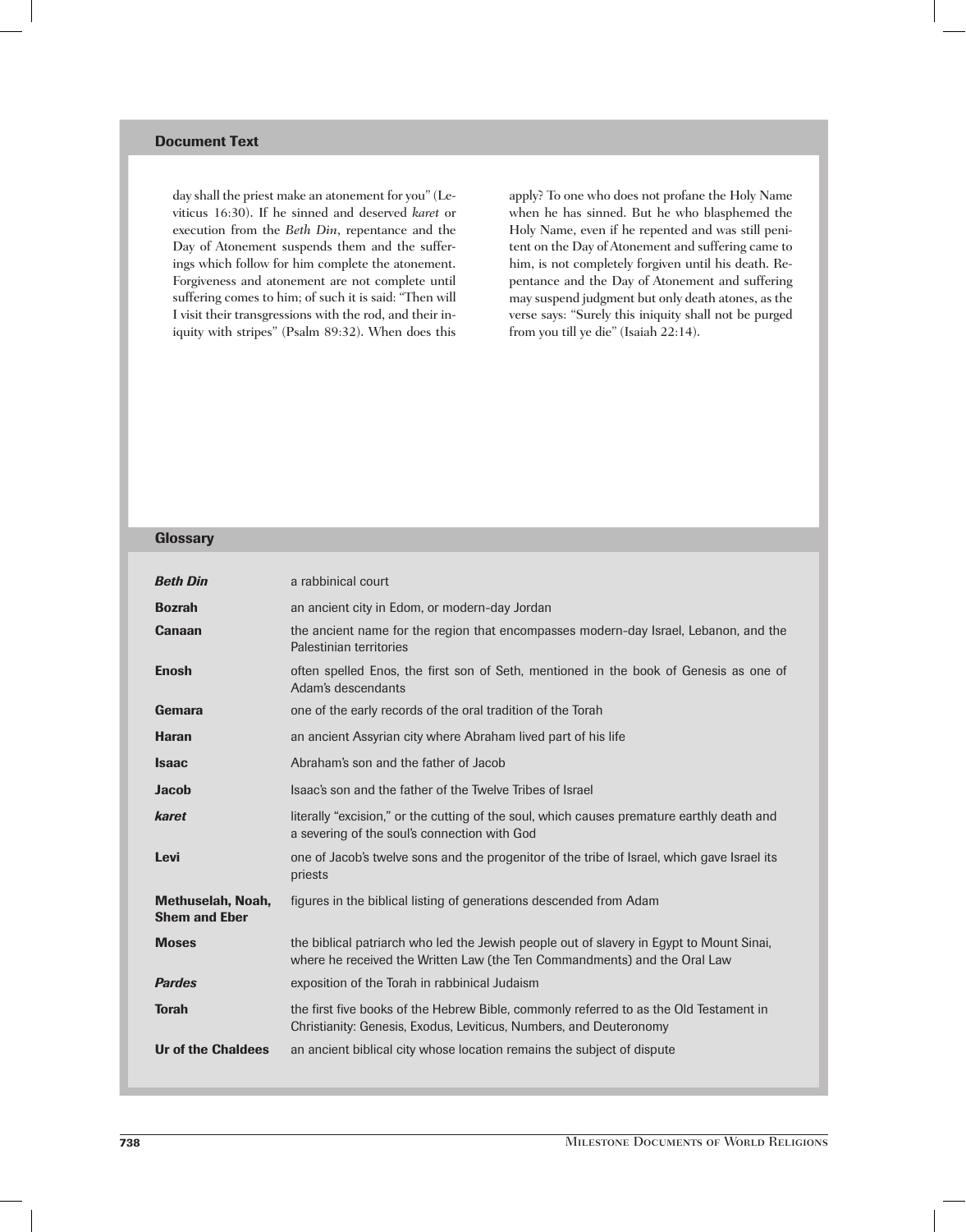## Document Text

day shall the priest make an atonement for you" (Leviticus 16:30). If he sinned and deserved *karet* or execution from the *Beth Din*, repentance and the Day of Atonement suspends them and the sufferings which follow for him complete the atonement. Forgiveness and atonement are not complete until suffering comes to him; of such it is said: "Then will I visit their transgressions with the rod, and their iniquity with stripes" (Psalm 89:32). When does this apply? To one who does not profane the Holy Name when he has sinned. But he who blasphemed the Holy Name, even if he repented and was still penitent on the Day of Atonement and suffering came to him, is not completely forgiven until his death. Repentance and the Day of Atonement and suffering may suspend judgment but only death atones, as the verse says: "Surely this iniquity shall not be purged from you till ye die" (Isaiah 22:14).

## Glossary

| | |
|---|---|
| ***Beth Din*** | a rabbinical court |
| **Bozrah** | an ancient city in Edom, or modern-day Jordan |
| **Canaan** | the ancient name for the region that encompasses modern-day Israel, Lebanon, and the Palestinian territories |
| **Enosh** | often spelled Enos, the first son of Seth, mentioned in the book of Genesis as one of Adam's descendants |
| **Gemara** | one of the early records of the oral tradition of the Torah |
| **Haran** | an ancient Assyrian city where Abraham lived part of his life |
| **Isaac** | Abraham's son and the father of Jacob |
| **Jacob** | Isaac's son and the father of the Twelve Tribes of Israel |
| ***karet*** | literally "excision," or the cutting of the soul, which causes premature earthly death and a severing of the soul's connection with God |
| **Levi** | one of Jacob's twelve sons and the progenitor of the tribe of Israel, which gave Israel its priests |
| **Methuselah, Noah, Shem and Eber** | figures in the biblical listing of generations descended from Adam |
| **Moses** | the biblical patriarch who led the Jewish people out of slavery in Egypt to Mount Sinai, where he received the Written Law (the Ten Commandments) and the Oral Law |
| ***Pardes*** | exposition of the Torah in rabbinical Judaism |
| **Torah** | the first five books of the Hebrew Bible, commonly referred to as the Old Testament in Christianity: Genesis, Exodus, Leviticus, Numbers, and Deuteronomy |
| **Ur of the Chaldees** | an ancient biblical city whose location remains the subject of dispute |